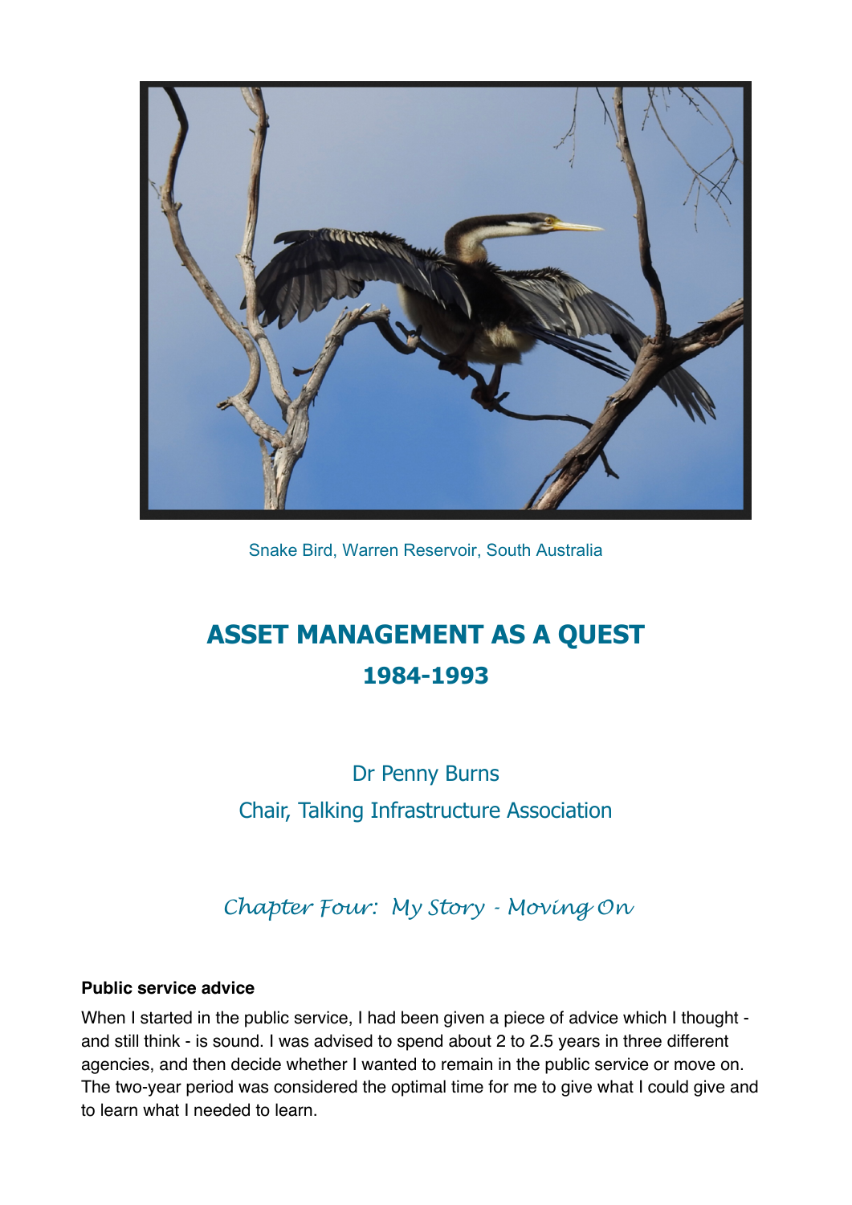Snake Bird, Warren Reservoir, South Australia

# ASSET MANAGEMENT AS A QUEST
## 1984-1993

Dr Penny Burns

Chair, Talking Infrastructure Association

*Chapter Four: My Story - Moving On*

**Public service advice**

When I started in the public service, I had been given a piece of advice which I thought - and still think - is sound. I was advised to spend about 2 to 2.5 years in three different agencies, and then decide whether I wanted to remain in the public service or move on. The two-year period was considered the optimal time for me to give what I could give and to learn what I needed to learn.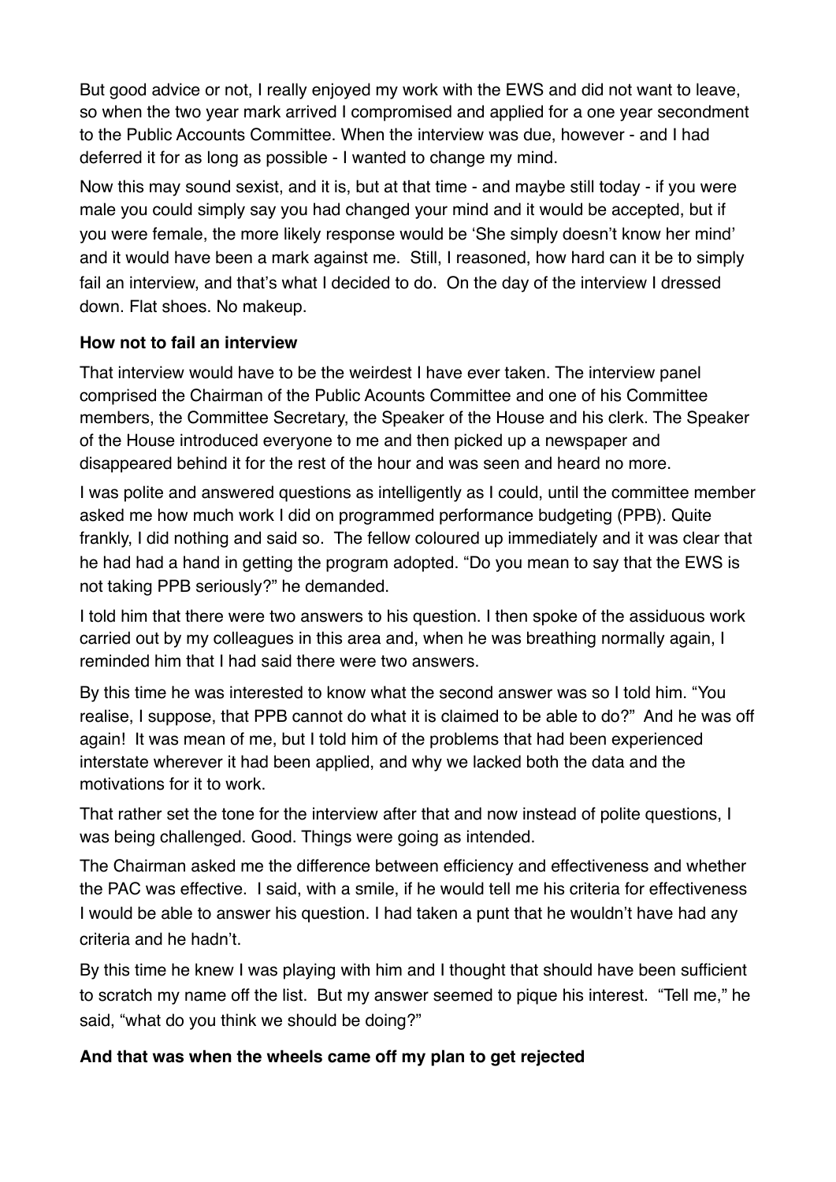But good advice or not, I really enjoyed my work with the EWS and did not want to leave, so when the two year mark arrived I compromised and applied for a one year secondment to the Public Accounts Committee. When the interview was due, however - and I had deferred it for as long as possible - I wanted to change my mind.

Now this may sound sexist, and it is, but at that time - and maybe still today - if you were male you could simply say you had changed your mind and it would be accepted, but if you were female, the more likely response would be 'She simply doesn't know her mind' and it would have been a mark against me. Still, I reasoned, how hard can it be to simply fail an interview, and that's what I decided to do. On the day of the interview I dressed down. Flat shoes. No makeup.

**How not to fail an interview**

That interview would have to be the weirdest I have ever taken. The interview panel comprised the Chairman of the Public Acounts Committee and one of his Committee members, the Committee Secretary, the Speaker of the House and his clerk. The Speaker of the House introduced everyone to me and then picked up a newspaper and disappeared behind it for the rest of the hour and was seen and heard no more.

I was polite and answered questions as intelligently as I could, until the committee member asked me how much work I did on programmed performance budgeting (PPB). Quite frankly, I did nothing and said so. The fellow coloured up immediately and it was clear that he had had a hand in getting the program adopted. "Do you mean to say that the EWS is not taking PPB seriously?" he demanded.

I told him that there were two answers to his question. I then spoke of the assiduous work carried out by my colleagues in this area and, when he was breathing normally again, I reminded him that I had said there were two answers.

By this time he was interested to know what the second answer was so I told him. "You realise, I suppose, that PPB cannot do what it is claimed to be able to do?" And he was off again! It was mean of me, but I told him of the problems that had been experienced interstate wherever it had been applied, and why we lacked both the data and the motivations for it to work.

That rather set the tone for the interview after that and now instead of polite questions, I was being challenged. Good. Things were going as intended.

The Chairman asked me the difference between efficiency and effectiveness and whether the PAC was effective. I said, with a smile, if he would tell me his criteria for effectiveness I would be able to answer his question. I had taken a punt that he wouldn't have had any criteria and he hadn't.

By this time he knew I was playing with him and I thought that should have been sufficient to scratch my name off the list. But my answer seemed to pique his interest. "Tell me," he said, "what do you think we should be doing?"

**And that was when the wheels came off my plan to get rejected**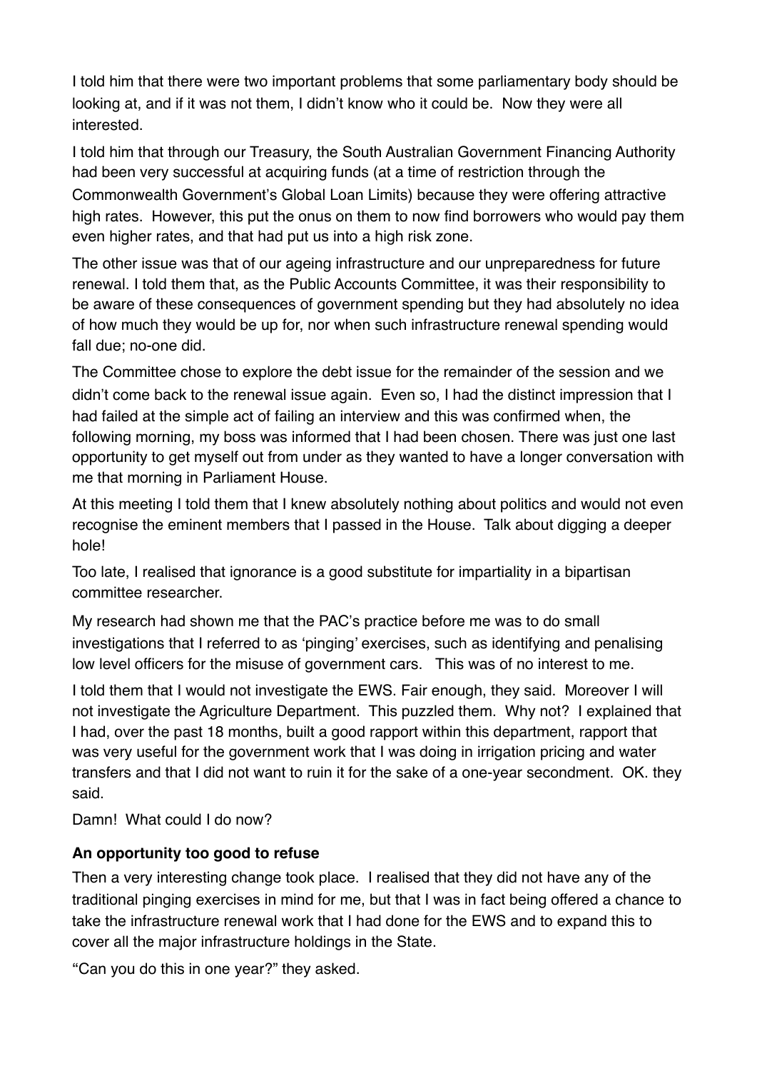I told him that there were two important problems that some parliamentary body should be looking at, and if it was not them, I didn't know who it could be. Now they were all interested.

I told him that through our Treasury, the South Australian Government Financing Authority had been very successful at acquiring funds (at a time of restriction through the Commonwealth Government's Global Loan Limits) because they were offering attractive high rates. However, this put the onus on them to now find borrowers who would pay them even higher rates, and that had put us into a high risk zone.

The other issue was that of our ageing infrastructure and our unpreparedness for future renewal. I told them that, as the Public Accounts Committee, it was their responsibility to be aware of these consequences of government spending but they had absolutely no idea of how much they would be up for, nor when such infrastructure renewal spending would fall due; no-one did.

The Committee chose to explore the debt issue for the remainder of the session and we didn't come back to the renewal issue again. Even so, I had the distinct impression that I had failed at the simple act of failing an interview and this was confirmed when, the following morning, my boss was informed that I had been chosen. There was just one last opportunity to get myself out from under as they wanted to have a longer conversation with me that morning in Parliament House.

At this meeting I told them that I knew absolutely nothing about politics and would not even recognise the eminent members that I passed in the House. Talk about digging a deeper hole!

Too late, I realised that ignorance is a good substitute for impartiality in a bipartisan committee researcher.

My research had shown me that the PAC's practice before me was to do small investigations that I referred to as 'pinging' exercises, such as identifying and penalising low level officers for the misuse of government cars. This was of no interest to me.

I told them that I would not investigate the EWS. Fair enough, they said. Moreover I will not investigate the Agriculture Department. This puzzled them. Why not? I explained that I had, over the past 18 months, built a good rapport within this department, rapport that was very useful for the government work that I was doing in irrigation pricing and water transfers and that I did not want to ruin it for the sake of a one-year secondment. OK. they said.

Damn! What could I do now?

**An opportunity too good to refuse**

Then a very interesting change took place. I realised that they did not have any of the traditional pinging exercises in mind for me, but that I was in fact being offered a chance to take the infrastructure renewal work that I had done for the EWS and to expand this to cover all the major infrastructure holdings in the State.

"Can you do this in one year?" they asked.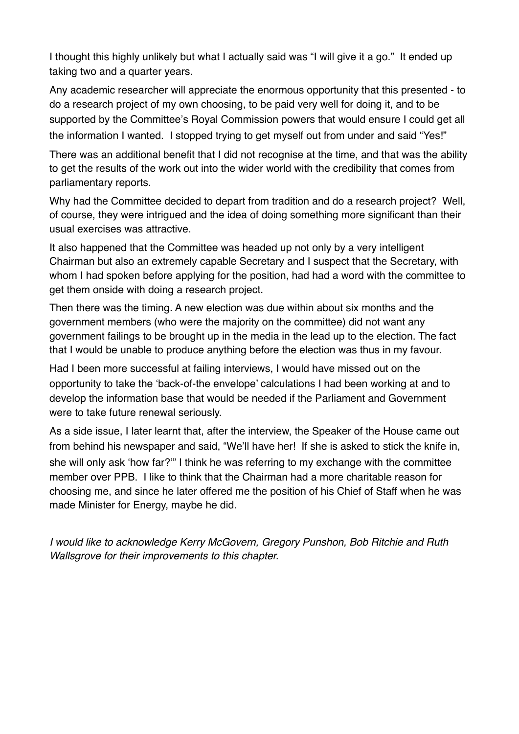I thought this highly unlikely but what I actually said was "I will give it a go." It ended up taking two and a quarter years.

Any academic researcher will appreciate the enormous opportunity that this presented - to do a research project of my own choosing, to be paid very well for doing it, and to be supported by the Committee's Royal Commission powers that would ensure I could get all the information I wanted. I stopped trying to get myself out from under and said "Yes!"

There was an additional benefit that I did not recognise at the time, and that was the ability to get the results of the work out into the wider world with the credibility that comes from parliamentary reports.

Why had the Committee decided to depart from tradition and do a research project? Well, of course, they were intrigued and the idea of doing something more significant than their usual exercises was attractive.

It also happened that the Committee was headed up not only by a very intelligent Chairman but also an extremely capable Secretary and I suspect that the Secretary, with whom I had spoken before applying for the position, had had a word with the committee to get them onside with doing a research project.

Then there was the timing. A new election was due within about six months and the government members (who were the majority on the committee) did not want any government failings to be brought up in the media in the lead up to the election. The fact that I would be unable to produce anything before the election was thus in my favour.

Had I been more successful at failing interviews, I would have missed out on the opportunity to take the 'back-of-the envelope' calculations I had been working at and to develop the information base that would be needed if the Parliament and Government were to take future renewal seriously.

As a side issue, I later learnt that, after the interview, the Speaker of the House came out from behind his newspaper and said, "We'll have her! If she is asked to stick the knife in, she will only ask 'how far?'" I think he was referring to my exchange with the committee member over PPB. I like to think that the Chairman had a more charitable reason for choosing me, and since he later offered me the position of his Chief of Staff when he was made Minister for Energy, maybe he did.

*I would like to acknowledge Kerry McGovern, Gregory Punshon, Bob Ritchie and Ruth Wallsgrove for their improvements to this chapter.*